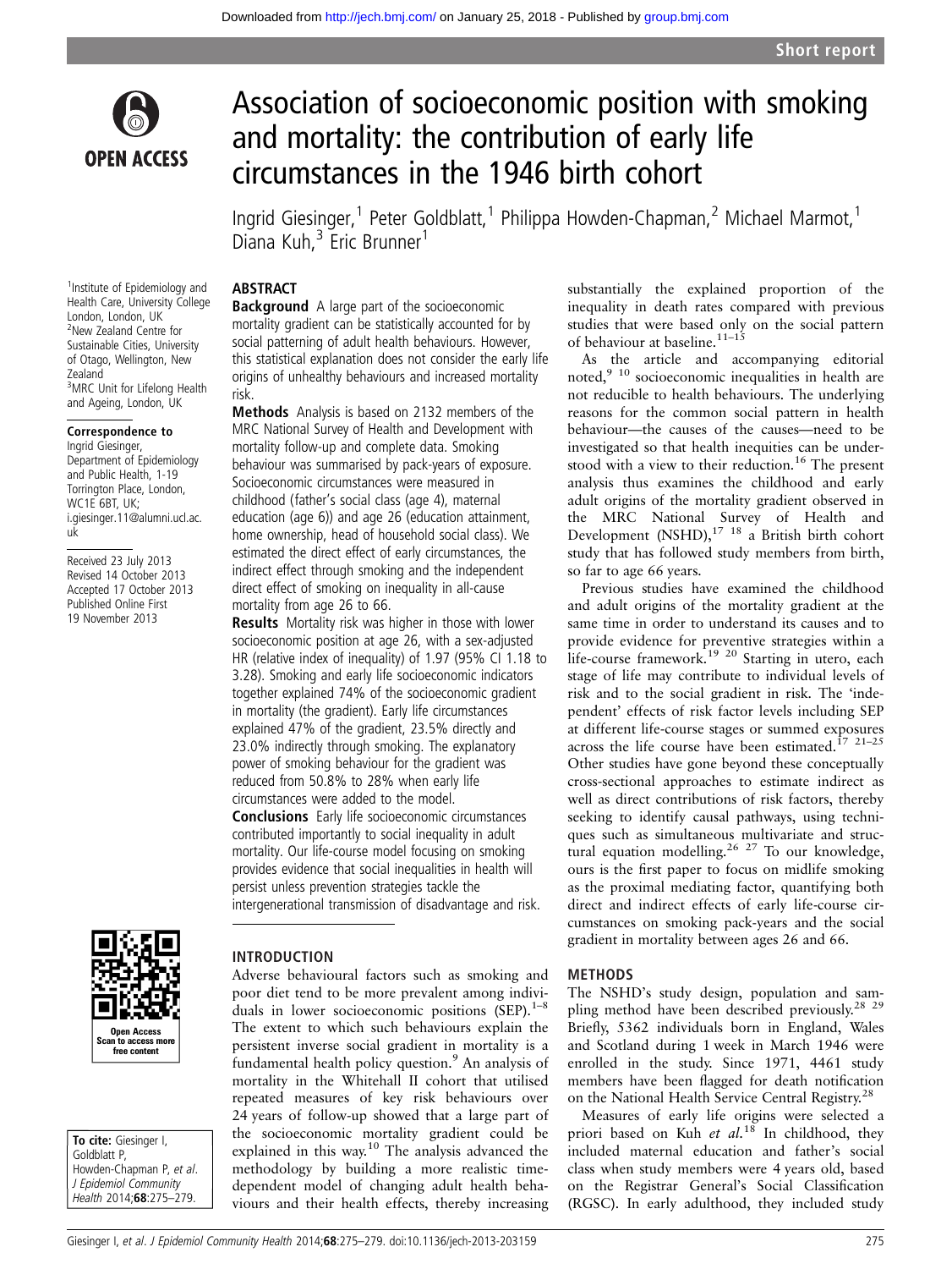Short report

# Association of socioeconomic position with smoking and mortality: the contribution of early life circumstances in the 1946 birth cohort

Ingrid Giesinger,[1] Peter Goldblatt,[1] Philippa Howden-Chapman,[2] Michael Marmot,[1] Diana Kuh,[3] Eric Brunner[1]

[1]Institute of Epidemiology and Health Care, University College London, London, UK
[2]New Zealand Centre for Sustainable Cities, University of Otago, Wellington, New Zealand
[3]MRC Unit for Lifelong Health and Ageing, London, UK

**Correspondence to**
Ingrid Giesinger, Department of Epidemiology and Public Health, 1-19 Torrington Place, London, WC1E 6BT, UK; i.giesinger.11@alumni.ucl.ac.uk

Received 23 July 2013
Revised 14 October 2013
Accepted 17 October 2013
Published Online First 19 November 2013

**To cite:** Giesinger I, Goldblatt P, Howden-Chapman P, *et al*. *J Epidemiol Community Health* 2014;**68**:275–279.

## ABSTRACT

**Background** A large part of the socioeconomic mortality gradient can be statistically accounted for by social patterning of adult health behaviours. However, this statistical explanation does not consider the early life origins of unhealthy behaviours and increased mortality risk.

**Methods** Analysis is based on 2132 members of the MRC National Survey of Health and Development with mortality follow-up and complete data. Smoking behaviour was summarised by pack-years of exposure. Socioeconomic circumstances were measured in childhood (father's social class (age 4), maternal education (age 6)) and age 26 (education attainment, home ownership, head of household social class). We estimated the direct effect of early circumstances, the indirect effect through smoking and the independent direct effect of smoking on inequality in all-cause mortality from age 26 to 66.

**Results** Mortality risk was higher in those with lower socioeconomic position at age 26, with a sex-adjusted HR (relative index of inequality) of 1.97 (95% CI 1.18 to 3.28). Smoking and early life socioeconomic indicators together explained 74% of the socioeconomic gradient in mortality (the gradient). Early life circumstances explained 47% of the gradient, 23.5% directly and 23.0% indirectly through smoking. The explanatory power of smoking behaviour for the gradient was reduced from 50.8% to 28% when early life circumstances were added to the model.

**Conclusions** Early life socioeconomic circumstances contributed importantly to social inequality in adult mortality. Our life-course model focusing on smoking provides evidence that social inequalities in health will persist unless prevention strategies tackle the intergenerational transmission of disadvantage and risk.

## INTRODUCTION

Adverse behavioural factors such as smoking and poor diet tend to be more prevalent among individuals in lower socioeconomic positions (SEP).[1–8] The extent to which such behaviours explain the persistent inverse social gradient in mortality is a fundamental health policy question.[9] An analysis of mortality in the Whitehall II cohort that utilised repeated measures of key risk behaviours over 24 years of follow-up showed that a large part of the socioeconomic mortality gradient could be explained in this way.[10] The analysis advanced the methodology by building a more realistic time-dependent model of changing adult health behaviours and their health effects, thereby increasing substantially the explained proportion of the inequality in death rates compared with previous studies that were based only on the social pattern of behaviour at baseline.[11–15]

As the article and accompanying editorial noted,[9 10] socioeconomic inequalities in health are not reducible to health behaviours. The underlying reasons for the common social pattern in health behaviour—the causes of the causes—need to be investigated so that health inequities can be understood with a view to their reduction.[16] The present analysis thus examines the childhood and early adult origins of the mortality gradient observed in the MRC National Survey of Health and Development (NSHD),[17 18] a British birth cohort study that has followed study members from birth, so far to age 66 years.

Previous studies have examined the childhood and adult origins of the mortality gradient at the same time in order to understand its causes and to provide evidence for preventive strategies within a life-course framework.[19 20] Starting in utero, each stage of life may contribute to individual levels of risk and to the social gradient in risk. The 'independent' effects of risk factor levels including SEP at different life-course stages or summed exposures across the life course have been estimated.[17 21–25] Other studies have gone beyond these conceptually cross-sectional approaches to estimate indirect as well as direct contributions of risk factors, thereby seeking to identify causal pathways, using techniques such as simultaneous multivariate and structural equation modelling.[26 27] To our knowledge, ours is the first paper to focus on midlife smoking as the proximal mediating factor, quantifying both direct and indirect effects of early life-course circumstances on smoking pack-years and the social gradient in mortality between ages 26 and 66.

## METHODS

The NSHD's study design, population and sampling method have been described previously.[28 29] Briefly, 5362 individuals born in England, Wales and Scotland during 1 week in March 1946 were enrolled in the study. Since 1971, 4461 study members have been flagged for death notification on the National Health Service Central Registry.[28]

Measures of early life origins were selected a priori based on Kuh *et al*.[18] In childhood, they included maternal education and father's social class when study members were 4 years old, based on the Registrar General's Social Classification (RGSC). In early adulthood, they included study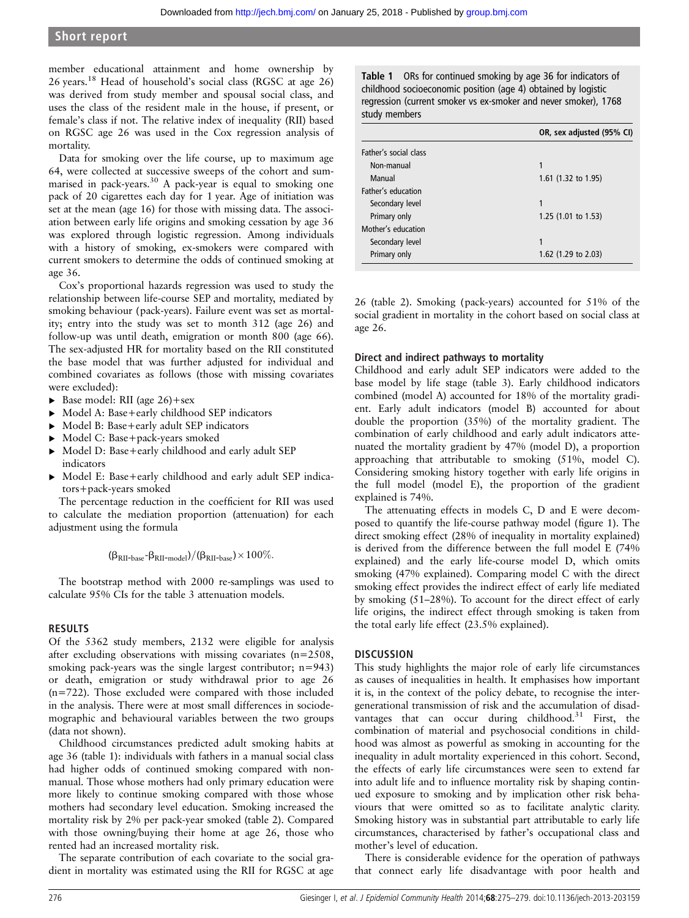member educational attainment and home ownership by 26 years.[18] Head of household's social class (RGSC at age 26) was derived from study member and spousal social class, and uses the class of the resident male in the house, if present, or female's class if not. The relative index of inequality (RII) based on RGSC age 26 was used in the Cox regression analysis of mortality.

Data for smoking over the life course, up to maximum age 64, were collected at successive sweeps of the cohort and summarised in pack-years.[30] A pack-year is equal to smoking one pack of 20 cigarettes each day for 1 year. Age of initiation was set at the mean (age 16) for those with missing data. The association between early life origins and smoking cessation by age 36 was explored through logistic regression. Among individuals with a history of smoking, ex-smokers were compared with current smokers to determine the odds of continued smoking at age 36.

Cox's proportional hazards regression was used to study the relationship between life-course SEP and mortality, mediated by smoking behaviour (pack-years). Failure event was set as mortality; entry into the study was set to month 312 (age 26) and follow-up was until death, emigration or month 800 (age 66). The sex-adjusted HR for mortality based on the RII constituted the base model that was further adjusted for individual and combined covariates as follows (those with missing covariates were excluded):

- Base model: RII (age 26)+sex
- Model A: Base+early childhood SEP indicators
- Model B: Base+early adult SEP indicators
- Model C: Base+pack-years smoked
- Model D: Base+early childhood and early adult SEP indicators
- Model E: Base+early childhood and early adult SEP indicators+pack-years smoked

The percentage reduction in the coefficient for RII was used to calculate the mediation proportion (attenuation) for each adjustment using the formula

$$(\beta_{\text{RII-base}} - \beta_{\text{RII-model}})/(\beta_{\text{RII-base}}) \times 100\%.$$

The bootstrap method with 2000 re-samplings was used to calculate 95% CIs for the table 3 attenuation models.

## RESULTS

Of the 5362 study members, 2132 were eligible for analysis after excluding observations with missing covariates (n=2508, smoking pack-years was the single largest contributor; n=943) or death, emigration or study withdrawal prior to age 26 (n=722). Those excluded were compared with those included in the analysis. There were at most small differences in sociodemographic and behavioural variables between the two groups (data not shown).

Childhood circumstances predicted adult smoking habits at age 36 (table 1): individuals with fathers in a manual social class had higher odds of continued smoking compared with non-manual. Those whose mothers had only primary education were more likely to continue smoking compared with those whose mothers had secondary level education. Smoking increased the mortality risk by 2% per pack-year smoked (table 2). Compared with those owning/buying their home at age 26, those who rented had an increased mortality risk.

The separate contribution of each covariate to the social gradient in mortality was estimated using the RII for RGSC at age 26 (table 2). Smoking (pack-years) accounted for 51% of the social gradient in mortality in the cohort based on social class at age 26.

**Table 1** ORs for continued smoking by age 36 for indicators of childhood socioeconomic position (age 4) obtained by logistic regression (current smoker vs ex-smoker and never smoker), 1768 study members

| | OR, sex adjusted (95% CI) |
|---|---|
| Father's social class | |
| Non-manual | 1 |
| Manual | 1.61 (1.32 to 1.95) |
| Father's education | |
| Secondary level | 1 |
| Primary only | 1.25 (1.01 to 1.53) |
| Mother's education | |
| Secondary level | 1 |
| Primary only | 1.62 (1.29 to 2.03) |

### Direct and indirect pathways to mortality

Childhood and early adult SEP indicators were added to the base model by life stage (table 3). Early childhood indicators combined (model A) accounted for 18% of the mortality gradient. Early adult indicators (model B) accounted for about double the proportion (35%) of the mortality gradient. The combination of early childhood and early adult indicators attenuated the mortality gradient by 47% (model D), a proportion approaching that attributable to smoking (51%, model C). Considering smoking history together with early life origins in the full model (model E), the proportion of the gradient explained is 74%.

The attenuating effects in models C, D and E were decomposed to quantify the life-course pathway model (figure 1). The direct smoking effect (28% of inequality in mortality explained) is derived from the difference between the full model E (74% explained) and the early life-course model D, which omits smoking (47% explained). Comparing model C with the direct smoking effect provides the indirect effect of early life mediated by smoking (51–28%). To account for the direct effect of early life origins, the indirect effect through smoking is taken from the total early life effect (23.5% explained).

## DISCUSSION

This study highlights the major role of early life circumstances as causes of inequalities in health. It emphasises how important it is, in the context of the policy debate, to recognise the intergenerational transmission of risk and the accumulation of disadvantages that can occur during childhood.[31] First, the combination of material and psychosocial conditions in childhood was almost as powerful as smoking in accounting for the inequality in adult mortality experienced in this cohort. Second, the effects of early life circumstances were seen to extend far into adult life and to influence mortality risk by shaping continued exposure to smoking and by implication other risk behaviours that were omitted so as to facilitate analytic clarity. Smoking history was in substantial part attributable to early life circumstances, characterised by father's occupational class and mother's level of education.

There is considerable evidence for the operation of pathways that connect early life disadvantage with poor health and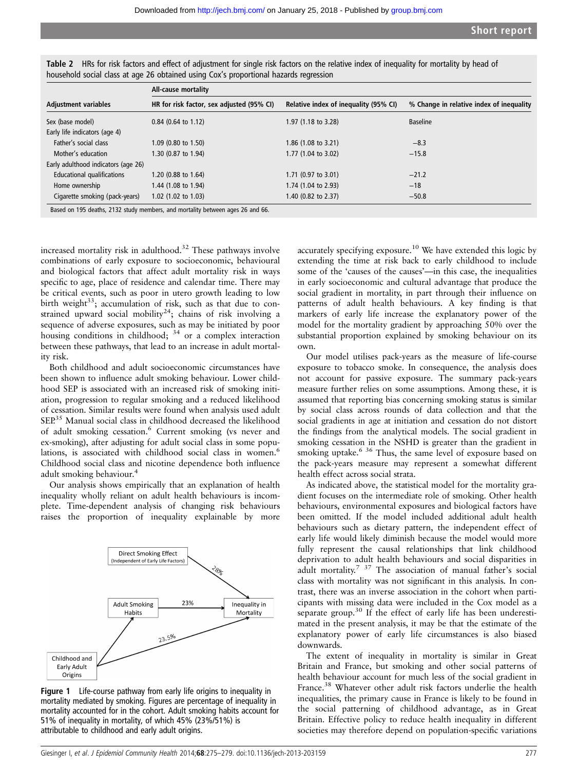**Table 2** HRs for risk factors and effect of adjustment for single risk factors on the relative index of inequality for mortality by head of household social class at age 26 obtained using Cox's proportional hazards regression

| Adjustment variables | All-cause mortality | | |
|---|---|---|---|
| | HR for risk factor, sex adjusted (95% CI) | Relative index of inequality (95% CI) | % Change in relative index of inequality |
| Sex (base model) | 0.84 (0.64 to 1.12) | 1.97 (1.18 to 3.28) | Baseline |
| Early life indicators (age 4) | | | |
| Father's social class | 1.09 (0.80 to 1.50) | 1.86 (1.08 to 3.21) | −8.3 |
| Mother's education | 1.30 (0.87 to 1.94) | 1.77 (1.04 to 3.02) | −15.8 |
| Early adulthood indicators (age 26) | | | |
| Educational qualifications | 1.20 (0.88 to 1.64) | 1.71 (0.97 to 3.01) | −21.2 |
| Home ownership | 1.44 (1.08 to 1.94) | 1.74 (1.04 to 2.93) | −18 |
| Cigarette smoking (pack-years) | 1.02 (1.02 to 1.03) | 1.40 (0.82 to 2.37) | −50.8 |

Based on 195 deaths, 2132 study members, and mortality between ages 26 and 66.

increased mortality risk in adulthood.[32] These pathways involve combinations of early exposure to socioeconomic, behavioural and biological factors that affect adult mortality risk in ways specific to age, place of residence and calendar time. There may be critical events, such as poor in utero growth leading to low birth weight[33]; accumulation of risk, such as that due to constrained upward social mobility[24]; chains of risk involving a sequence of adverse exposures, such as may be initiated by poor housing conditions in childhood; [34] or a complex interaction between these pathways, that lead to an increase in adult mortality risk.

Both childhood and adult socioeconomic circumstances have been shown to influence adult smoking behaviour. Lower childhood SEP is associated with an increased risk of smoking initiation, progression to regular smoking and a reduced likelihood of cessation. Similar results were found when analysis used adult SEP.[35] Manual social class in childhood decreased the likelihood of adult smoking cessation.[6] Current smoking (vs never and ex-smoking), after adjusting for adult social class in some populations, is associated with childhood social class in women.[6] Childhood social class and nicotine dependence both influence adult smoking behaviour.[4]

Our analysis shows empirically that an explanation of health inequality wholly reliant on adult health behaviours is incomplete. Time-dependent analysis of changing risk behaviours raises the proportion of inequality explainable by more

Direct Smoking Effect (Independent of Early Life Factors)
28%
Adult Smoking Habits
23%
Inequality in Mortality
23.5%
Childhood and Early Adult Origins

**Figure 1** Life-course pathway from early life origins to inequality in mortality mediated by smoking. Figures are percentage of inequality in mortality accounted for in the cohort. Adult smoking habits account for 51% of inequality in mortality, of which 45% (23%/51%) is attributable to childhood and early adult origins.

accurately specifying exposure.[10] We have extended this logic by extending the time at risk back to early childhood to include some of the 'causes of the causes'—in this case, the inequalities in early socioeconomic and cultural advantage that produce the social gradient in mortality, in part through their influence on patterns of adult health behaviours. A key finding is that markers of early life increase the explanatory power of the model for the mortality gradient by approaching 50% over the substantial proportion explained by smoking behaviour on its own.

Our model utilises pack-years as the measure of life-course exposure to tobacco smoke. In consequence, the analysis does not account for passive exposure. The summary pack-years measure further relies on some assumptions. Among these, it is assumed that reporting bias concerning smoking status is similar by social class across rounds of data collection and that the social gradients in age at initiation and cessation do not distort the findings from the analytical models. The social gradient in smoking cessation in the NSHD is greater than the gradient in smoking uptake.[6 36] Thus, the same level of exposure based on the pack-years measure may represent a somewhat different health effect across social strata.

As indicated above, the statistical model for the mortality gradient focuses on the intermediate role of smoking. Other health behaviours, environmental exposures and biological factors have been omitted. If the model included additional adult health behaviours such as dietary pattern, the independent effect of early life would likely diminish because the model would more fully represent the causal relationships that link childhood deprivation to adult health behaviours and social disparities in adult mortality.[7 37] The association of manual father's social class with mortality was not significant in this analysis. In contrast, there was an inverse association in the cohort when participants with missing data were included in the Cox model as a separate group.[30] If the effect of early life has been underestimated in the present analysis, it may be that the estimate of the explanatory power of early life circumstances is also biased downwards.

The extent of inequality in mortality is similar in Great Britain and France, but smoking and other social patterns of health behaviour account for much less of the social gradient in France.[38] Whatever other adult risk factors underlie the health inequalities, the primary cause in France is likely to be found in the social patterning of childhood advantage, as in Great Britain. Effective policy to reduce health inequality in different societies may therefore depend on population-specific variations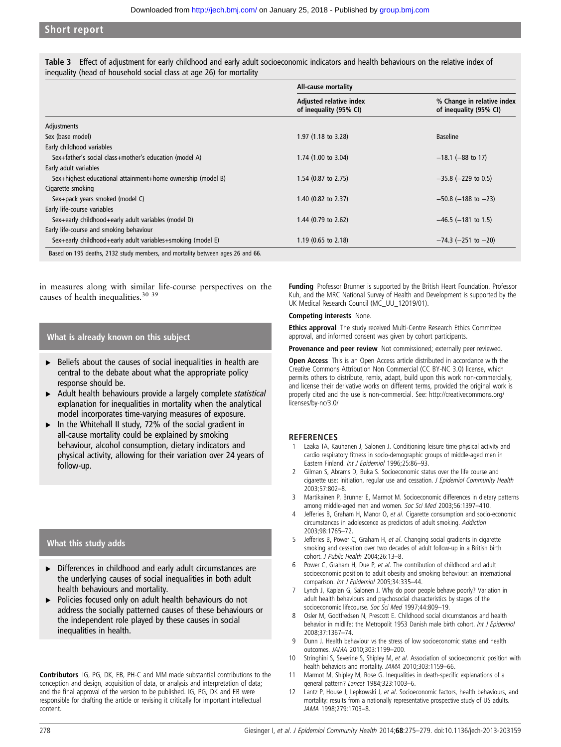**Table 3** Effect of adjustment for early childhood and early adult socioeconomic indicators and health behaviours on the relative index of inequality (head of household social class at age 26) for mortality

| | All-cause mortality | |
|---|---|---|
| | Adjusted relative index of inequality (95% CI) | % Change in relative index of inequality (95% CI) |
| Adjustments | | |
| Sex (base model) | 1.97 (1.18 to 3.28) | Baseline |
| Early childhood variables | | |
| Sex+father's social class+mother's education (model A) | 1.74 (1.00 to 3.04) | −18.1 (−88 to 17) |
| Early adult variables | | |
| Sex+highest educational attainment+home ownership (model B) | 1.54 (0.87 to 2.75) | −35.8 (−229 to 0.5) |
| Cigarette smoking | | |
| Sex+pack years smoked (model C) | 1.40 (0.82 to 2.37) | −50.8 (−188 to −23) |
| Early life-course variables | | |
| Sex+early childhood+early adult variables (model D) | 1.44 (0.79 to 2.62) | −46.5 (−181 to 1.5) |
| Early life-course and smoking behaviour | | |
| Sex+early childhood+early adult variables+smoking (model E) | 1.19 (0.65 to 2.18) | −74.3 (−251 to −20) |

Based on 195 deaths, 2132 study members, and mortality between ages 26 and 66.

in measures along with similar life-course perspectives on the causes of health inequalities.[30 39]

## What is already known on this subject

- Beliefs about the causes of social inequalities in health are central to the debate about what the appropriate policy response should be.
- Adult health behaviours provide a largely complete *statistical* explanation for inequalities in mortality when the analytical model incorporates time-varying measures of exposure.
- In the Whitehall II study, 72% of the social gradient in all-cause mortality could be explained by smoking behaviour, alcohol consumption, dietary indicators and physical activity, allowing for their variation over 24 years of follow-up.

## What this study adds

- Differences in childhood and early adult circumstances are the underlying causes of social inequalities in both adult health behaviours and mortality.
- Policies focused only on adult health behaviours do not address the socially patterned causes of these behaviours or the independent role played by these causes in social inequalities in health.

**Contributors** IG, PG, DK, EB, PH-C and MM made substantial contributions to the conception and design, acquisition of data, or analysis and interpretation of data; and the final approval of the version to be published. IG, PG, DK and EB were responsible for drafting the article or revising it critically for important intellectual content.

**Funding** Professor Brunner is supported by the British Heart Foundation. Professor Kuh, and the MRC National Survey of Health and Development is supported by the UK Medical Research Council (MC_UU_12019/01).

**Competing interests** None.

**Ethics approval** The study received Multi-Centre Research Ethics Committee approval, and informed consent was given by cohort participants.

**Provenance and peer review** Not commissioned; externally peer reviewed.

**Open Access** This is an Open Access article distributed in accordance with the Creative Commons Attribution Non Commercial (CC BY-NC 3.0) license, which permits others to distribute, remix, adapt, build upon this work non-commercially, and license their derivative works on different terms, provided the original work is properly cited and the use is non-commercial. See: http://creativecommons.org/licenses/by-nc/3.0/

## REFERENCES

1. Laaka TA, Kauhanen J, Salonen J. Conditioning leisure time physical activity and cardio respiratory fitness in socio-demographic groups of middle-aged men in Eastern Finland. *Int J Epidemiol* 1996;25:86–93.
2. Gilman S, Abrams D, Buka S. Socioeconomic status over the life course and cigarette use: initiation, regular use and cessation. *J Epidemiol Community Health* 2003;57:802–8.
3. Martikainen P, Brunner E, Marmot M. Socioeconomic differences in dietary patterns among middle-aged men and women. *Soc Sci Med* 2003;56:1397–410.
4. Jefferies B, Graham H, Manor O, *et al*. Cigarette consumption and socio-economic circumstances in adolescence as predictors of adult smoking. *Addiction* 2003;98:1765–72.
5. Jefferies B, Power C, Graham H, *et al*. Changing social gradients in cigarette smoking and cessation over two decades of adult follow-up in a British birth cohort. *J Public Health* 2004;26:13–8.
6. Power C, Graham H, Due P, *et al*. The contribution of childhood and adult socioeconomic position to adult obesity and smoking behaviour: an international comparison. *Int J Epidemiol* 2005;34:335–44.
7. Lynch J, Kaplan G, Salonen J. Why do poor people behave poorly? Variation in adult health behaviours and psychosocial characteristics by stages of the socioeconomic lifecourse. *Soc Sci Med* 1997;44:809–19.
8. Osler M, Godtfredsen N, Prescott E. Childhood social circumstances and health behavior in midlife: the Metropolit 1953 Danish male birth cohort. *Int J Epidemiol* 2008;37:1367–74.
9. Dunn J. Health behaviour vs the stress of low socioeconomic status and health outcomes. *JAMA* 2010;303:1199–200.
10. Stringhini S, Severine S, Shipley M, *et al*. Association of socioeconomic position with health behaviors and mortality. *JAMA* 2010;303:1159–66.
11. Marmot M, Shipley M, Rose G. Inequalities in death-specific explanations of a general pattern? *Lancet* 1984;323:1003–6.
12. Lantz P, House J, Lepkowski J, *et al*. Socioeconomic factors, health behaviours, and mortality: results from a nationally representative prospective study of US adults. *JAMA* 1998;279:1703–8.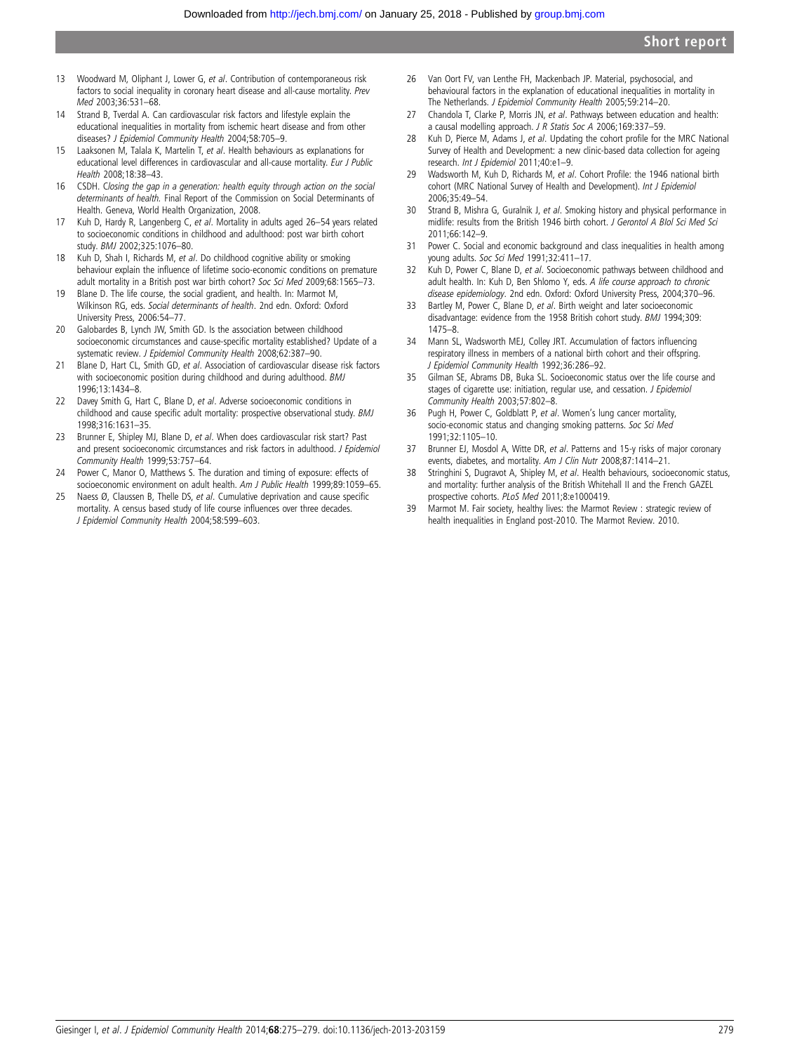13 Woodward M, Oliphant J, Lower G, *et al*. Contribution of contemporaneous risk factors to social inequality in coronary heart disease and all-cause mortality. *Prev Med* 2003;36:531–68.

14 Strand B, Tverdal A. Can cardiovascular risk factors and lifestyle explain the educational inequalities in mortality from ischemic heart disease and from other diseases? *J Epidemiol Community Health* 2004;58:705–9.

15 Laaksonen M, Talala K, Martelin T, *et al*. Health behaviours as explanations for educational level differences in cardiovascular and all-cause mortality. *Eur J Public Health* 2008;18:38–43.

16 CSDH. *Closing the gap in a generation: health equity through action on the social determinants of health.* Final Report of the Commission on Social Determinants of Health. Geneva, World Health Organization, 2008.

17 Kuh D, Hardy R, Langenberg C, *et al*. Mortality in adults aged 26–54 years related to socioeconomic conditions in childhood and adulthood: post war birth cohort study. *BMJ* 2002;325:1076–80.

18 Kuh D, Shah I, Richards M, *et al*. Do childhood cognitive ability or smoking behaviour explain the influence of lifetime socio-economic conditions on premature adult mortality in a British post war birth cohort? *Soc Sci Med* 2009;68:1565–73.

19 Blane D. The life course, the social gradient, and health. In: Marmot M, Wilkinson RG, eds. *Social determinants of health*. 2nd edn. Oxford: Oxford University Press, 2006:54–77.

20 Galobardes B, Lynch JW, Smith GD. Is the association between childhood socioeconomic circumstances and cause-specific mortality established? Update of a systematic review. *J Epidemiol Community Health* 2008;62:387–90.

21 Blane D, Hart CL, Smith GD, *et al*. Association of cardiovascular disease risk factors with socioeconomic position during childhood and during adulthood. *BMJ* 1996;13:1434–8.

22 Davey Smith G, Hart C, Blane D, *et al*. Adverse socioeconomic conditions in childhood and cause specific adult mortality: prospective observational study. *BMJ* 1998;316:1631–35.

23 Brunner E, Shipley MJ, Blane D, *et al*. When does cardiovascular risk start? Past and present socioeconomic circumstances and risk factors in adulthood. *J Epidemiol Community Health* 1999;53:757–64.

24 Power C, Manor O, Matthews S. The duration and timing of exposure: effects of socioeconomic environment on adult health. *Am J Public Health* 1999;89:1059–65.

25 Naess Ø, Claussen B, Thelle DS, *et al*. Cumulative deprivation and cause specific mortality. A census based study of life course influences over three decades. *J Epidemiol Community Health* 2004;58:599–603.

26 Van Oort FV, van Lenthe FH, Mackenbach JP. Material, psychosocial, and behavioural factors in the explanation of educational inequalities in mortality in The Netherlands. *J Epidemiol Community Health* 2005;59:214–20.

27 Chandola T, Clarke P, Morris JN, *et al*. Pathways between education and health: a causal modelling approach. *J R Statis Soc A* 2006;169:337–59.

28 Kuh D, Pierce M, Adams J, *et al*. Updating the cohort profile for the MRC National Survey of Health and Development: a new clinic-based data collection for ageing research. *Int J Epidemiol* 2011;40:e1–9.

29 Wadsworth M, Kuh D, Richards M, *et al*. Cohort Profile: the 1946 national birth cohort (MRC National Survey of Health and Development). *Int J Epidemiol* 2006;35:49–54.

30 Strand B, Mishra G, Guralnik J, *et al*. Smoking history and physical performance in midlife: results from the British 1946 birth cohort. *J Gerontol A Biol Sci Med Sci* 2011;66:142–9.

31 Power C. Social and economic background and class inequalities in health among young adults. *Soc Sci Med* 1991;32:411–17.

32 Kuh D, Power C, Blane D, *et al*. Socioeconomic pathways between childhood and adult health. In: Kuh D, Ben Shlomo Y, eds. *A life course approach to chronic disease epidemiology*. 2nd edn. Oxford: Oxford University Press, 2004;370–96.

33 Bartley M, Power C, Blane D, *et al*. Birth weight and later socioeconomic disadvantage: evidence from the 1958 British cohort study. *BMJ* 1994;309:1475–8.

34 Mann SL, Wadsworth MEJ, Colley JRT. Accumulation of factors influencing respiratory illness in members of a national birth cohort and their offspring. *J Epidemiol Community Health* 1992;36:286–92.

35 Gilman SE, Abrams DB, Buka SL. Socioeconomic status over the life course and stages of cigarette use: initiation, regular use, and cessation. *J Epidemiol Community Health* 2003;57:802–8.

36 Pugh H, Power C, Goldblatt P, *et al*. Women's lung cancer mortality, socio-economic status and changing smoking patterns. *Soc Sci Med* 1991;32:1105–10.

37 Brunner EJ, Mosdol A, Witte DR, *et al*. Patterns and 15-y risks of major coronary events, diabetes, and mortality. *Am J Clin Nutr* 2008;87:1414–21.

38 Stringhini S, Dugravot A, Shipley M, *et al*. Health behaviours, socioeconomic status, and mortality: further analysis of the British Whitehall II and the French GAZEL prospective cohorts. *PLoS Med* 2011;8:e1000419.

39 Marmot M. Fair society, healthy lives: the Marmot Review : strategic review of health inequalities in England post-2010. The Marmot Review. 2010.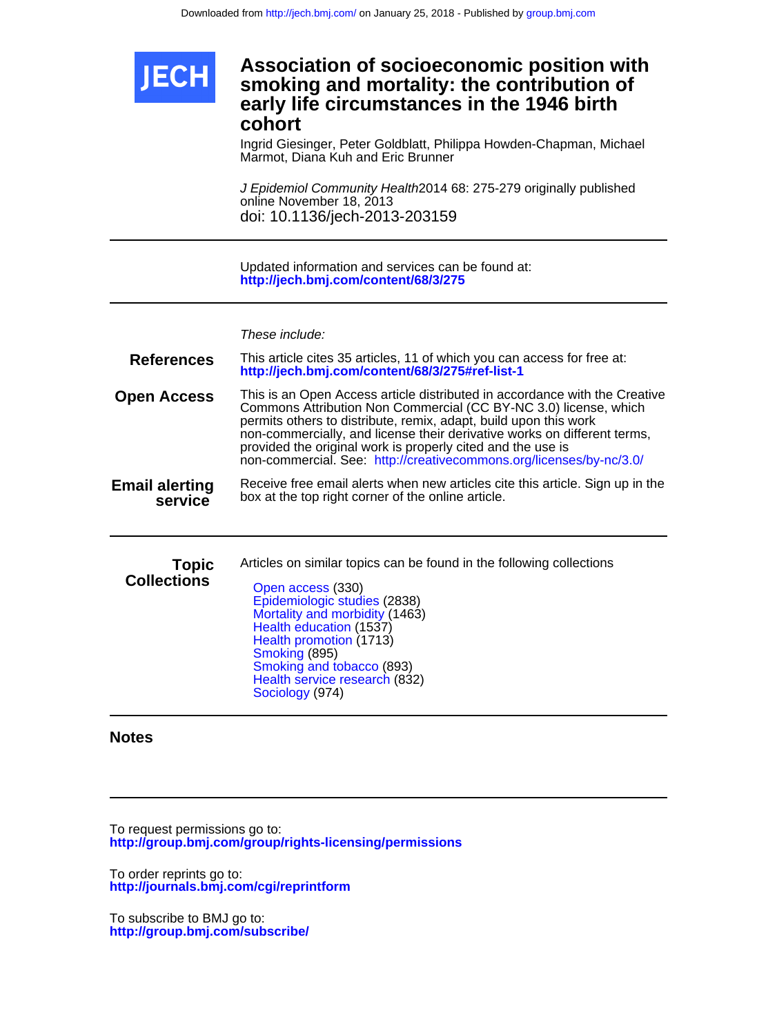Downloaded from http://jech.bmj.com/ on January 25, 2018 - Published by group.bmj.com

JECH

# Association of socioeconomic position with smoking and mortality: the contribution of early life circumstances in the 1946 birth cohort

Ingrid Giesinger, Peter Goldblatt, Philippa Howden-Chapman, Michael Marmot, Diana Kuh and Eric Brunner

*J Epidemiol Community Health* 2014 68: 275-279 originally published online November 18, 2013
doi: 10.1136/jech-2013-203159

Updated information and services can be found at:
**http://jech.bmj.com/content/68/3/275**

*These include:*

**References**
This article cites 35 articles, 11 of which you can access for free at:
**http://jech.bmj.com/content/68/3/275#ref-list-1**

**Open Access**
This is an Open Access article distributed in accordance with the Creative Commons Attribution Non Commercial (CC BY-NC 3.0) license, which permits others to distribute, remix, adapt, build upon this work non-commercially, and license their derivative works on different terms, provided the original work is properly cited and the use is non-commercial. See: http://creativecommons.org/licenses/by-nc/3.0/

**Email alerting service**
Receive free email alerts when new articles cite this article. Sign up in the box at the top right corner of the online article.

**Topic Collections**
Articles on similar topics can be found in the following collections

- Open access (330)
- Epidemiologic studies (2838)
- Mortality and morbidity (1463)
- Health education (1537)
- Health promotion (1713)
- Smoking (895)
- Smoking and tobacco (893)
- Health service research (832)
- Sociology (974)

## Notes

To request permissions go to:
**http://group.bmj.com/group/rights-licensing/permissions**

To order reprints go to:
**http://journals.bmj.com/cgi/reprintform**

To subscribe to BMJ go to:
**http://group.bmj.com/subscribe/**